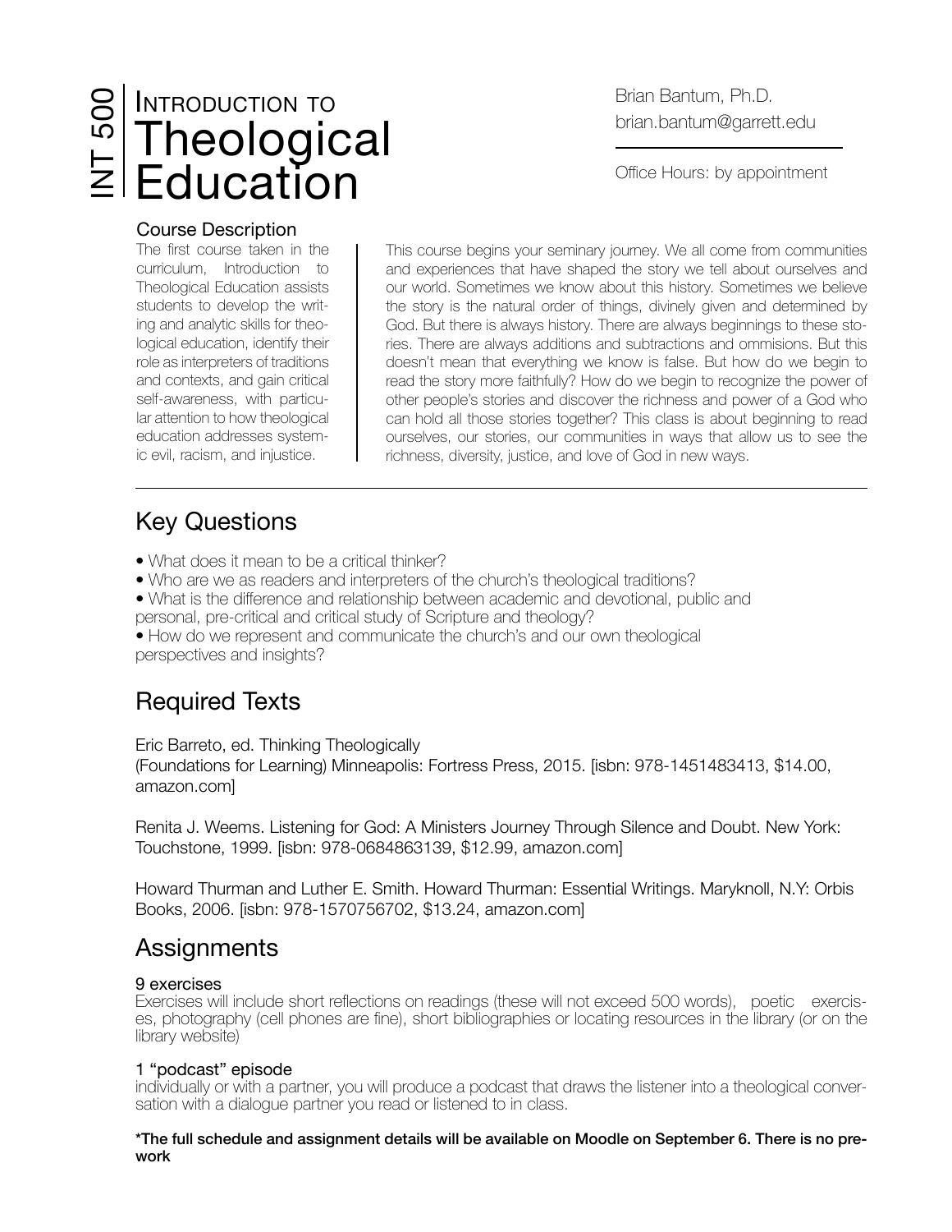# INT 500 | Introduction to Theological Education

Brian Bantum, Ph.D.
brian.bantum@garrett.edu

Office Hours: by appointment

## Course Description

The first course taken in the curriculum, Introduction to Theological Education assists students to develop the writing and analytic skills for theological education, identify their role as interpreters of traditions and contexts, and gain critical self-awareness, with particular attention to how theological education addresses systemic evil, racism, and injustice.

This course begins your seminary journey. We all come from communities and experiences that have shaped the story we tell about ourselves and our world. Sometimes we know about this history. Sometimes we believe the story is the natural order of things, divinely given and determined by God. But there is always history. There are always beginnings to these stories. There are always additions and subtractions and ommisions. But this doesn't mean that everything we know is false. But how do we begin to read the story more faithfully? How do we begin to recognize the power of other people's stories and discover the richness and power of a God who can hold all those stories together? This class is about beginning to read ourselves, our stories, our communities in ways that allow us to see the richness, diversity, justice, and love of God in new ways.

---

## Key Questions

- What does it mean to be a critical thinker?
- Who are we as readers and interpreters of the church's theological traditions?
- What is the difference and relationship between academic and devotional, public and personal, pre-critical and critical study of Scripture and theology?
- How do we represent and communicate the church's and our own theological perspectives and insights?

## Required Texts

Eric Barreto, ed. Thinking Theologically
(Foundations for Learning) Minneapolis: Fortress Press, 2015. [isbn: 978-1451483413, $14.00, amazon.com]

Renita J. Weems. Listening for God: A Ministers Journey Through Silence and Doubt. New York: Touchstone, 1999. [isbn: 978-0684863139, $12.99, amazon.com]

Howard Thurman and Luther E. Smith. Howard Thurman: Essential Writings. Maryknoll, N.Y: Orbis Books, 2006. [isbn: 978-1570756702, $13.24, amazon.com]

## Assignments

### 9 exercises

Exercises will include short reflections on readings (these will not exceed 500 words), poetic exercises, photography (cell phones are fine), short bibliographies or locating resources in the library (or on the library website)

### 1 "podcast" episode

individually or with a partner, you will produce a podcast that draws the listener into a theological conversation with a dialogue partner you read or listened to in class.

**\*The full schedule and assignment details will be available on Moodle on September 6. There is no prework**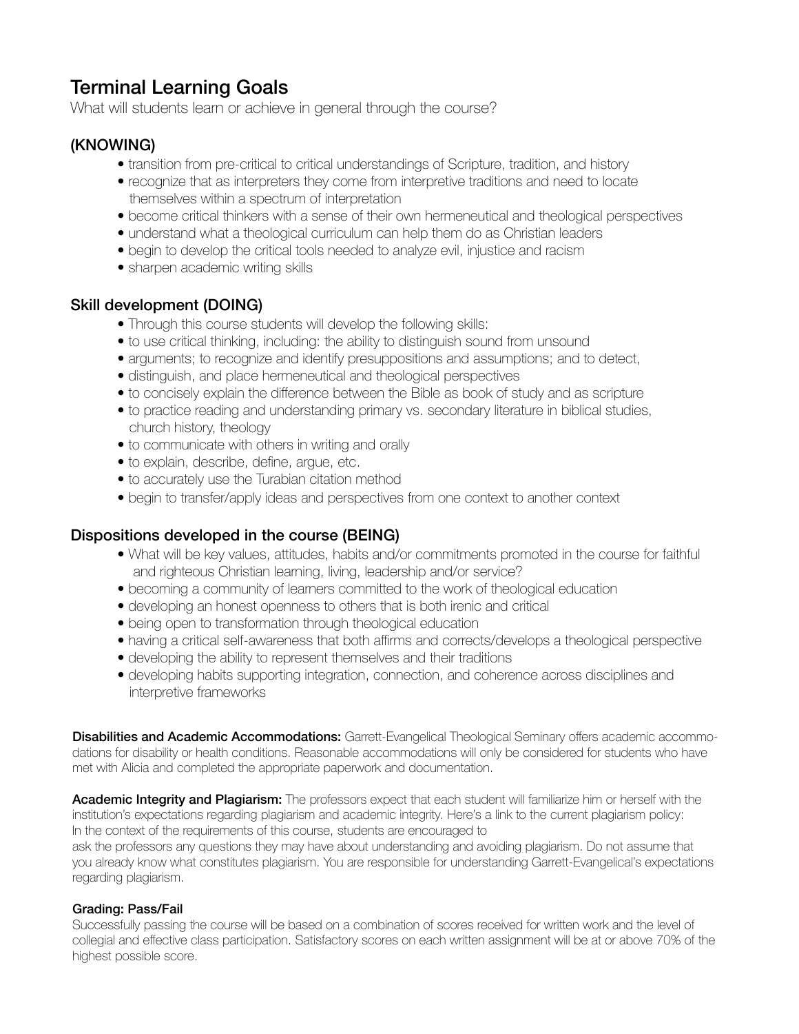# Terminal Learning Goals

What will students learn or achieve in general through the course?

## (KNOWING)

- transition from pre-critical to critical understandings of Scripture, tradition, and history
- recognize that as interpreters they come from interpretive traditions and need to locate themselves within a spectrum of interpretation
- become critical thinkers with a sense of their own hermeneutical and theological perspectives
- understand what a theological curriculum can help them do as Christian leaders
- begin to develop the critical tools needed to analyze evil, injustice and racism
- sharpen academic writing skills

## Skill development (DOING)

- Through this course students will develop the following skills:
- to use critical thinking, including: the ability to distinguish sound from unsound
- arguments; to recognize and identify presuppositions and assumptions; and to detect,
- distinguish, and place hermeneutical and theological perspectives
- to concisely explain the difference between the Bible as book of study and as scripture
- to practice reading and understanding primary vs. secondary literature in biblical studies, church history, theology
- to communicate with others in writing and orally
- to explain, describe, define, argue, etc.
- to accurately use the Turabian citation method
- begin to transfer/apply ideas and perspectives from one context to another context

## Dispositions developed in the course (BEING)

- What will be key values, attitudes, habits and/or commitments promoted in the course for faithful and righteous Christian learning, living, leadership and/or service?
- becoming a community of learners committed to the work of theological education
- developing an honest openness to others that is both irenic and critical
- being open to transformation through theological education
- having a critical self-awareness that both affirms and corrects/develops a theological perspective
- developing the ability to represent themselves and their traditions
- developing habits supporting integration, connection, and coherence across disciplines and interpretive frameworks

**Disabilities and Academic Accommodations:** Garrett-Evangelical Theological Seminary offers academic accommodations for disability or health conditions. Reasonable accommodations will only be considered for students who have met with Alicia and completed the appropriate paperwork and documentation.

**Academic Integrity and Plagiarism:** The professors expect that each student will familiarize him or herself with the institution's expectations regarding plagiarism and academic integrity. Here's a link to the current plagiarism policy:
In the context of the requirements of this course, students are encouraged to
ask the professors any questions they may have about understanding and avoiding plagiarism. Do not assume that you already know what constitutes plagiarism. You are responsible for understanding Garrett-Evangelical's expectations regarding plagiarism.

**Grading: Pass/Fail**

Successfully passing the course will be based on a combination of scores received for written work and the level of collegial and effective class participation. Satisfactory scores on each written assignment will be at or above 70% of the highest possible score.